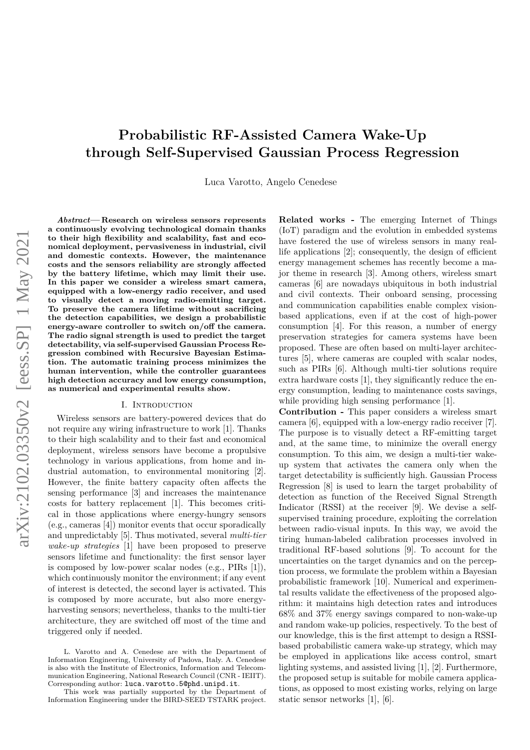# Probabilistic RF-Assisted Camera Wake-Up through Self-Supervised Gaussian Process Regression

Luca Varotto, Angelo Cenedese

***Abstract*— Research on wireless sensors represents a continuously evolving technological domain thanks to their high flexibility and scalability, fast and economical deployment, pervasiveness in industrial, civil and domestic contexts. However, the maintenance costs and the sensors reliability are strongly affected by the battery lifetime, which may limit their use. In this paper we consider a wireless smart camera, equipped with a low-energy radio receiver, and used to visually detect a moving radio-emitting target. To preserve the camera lifetime without sacrificing the detection capabilities, we design a probabilistic energy-aware controller to switch on/off the camera. The radio signal strength is used to predict the target detectability, via self-supervised Gaussian Process Regression combined with Recursive Bayesian Estimation. The automatic training process minimizes the human intervention, while the controller guarantees high detection accuracy and low energy consumption, as numerical and experimental results show.**

## I. Introduction

Wireless sensors are battery-powered devices that do not require any wiring infrastructure to work [1]. Thanks to their high scalability and to their fast and economical deployment, wireless sensors have become a propulsive technology in various applications, from home and industrial automation, to environmental monitoring [2]. However, the finite battery capacity often affects the sensing performance [3] and increases the maintenance costs for battery replacement [1]. This becomes critical in those applications where energy-hungry sensors (e.g., cameras [4]) monitor events that occur sporadically and unpredictably [5]. Thus motivated, several *multi-tier wake-up strategies* [1] have been proposed to preserve sensors lifetime and functionality: the first sensor layer is composed by low-power scalar nodes (e.g., PIRs [1]), which continuously monitor the environment; if any event of interest is detected, the second layer is activated. This is composed by more accurate, but also more energy-harvesting sensors; nevertheless, thanks to the multi-tier architecture, they are switched off most of the time and triggered only if needed.

**Related works -** The emerging Internet of Things (IoT) paradigm and the evolution in embedded systems have fostered the use of wireless sensors in many real-life applications [2]; consequently, the design of efficient energy management schemes has recently become a major theme in research [3]. Among others, wireless smart cameras [6] are nowadays ubiquitous in both industrial and civil contexts. Their onboard sensing, processing and communication capabilities enable complex vision-based applications, even if at the cost of high-power consumption [4]. For this reason, a number of energy preservation strategies for camera systems have been proposed. These are often based on multi-layer architectures [5], where cameras are coupled with scalar nodes, such as PIRs [6]. Although multi-tier solutions require extra hardware costs [1], they significantly reduce the energy consumption, leading to maintenance costs savings, while providing high sensing performance [1].

**Contribution -** This paper considers a wireless smart camera [6], equipped with a low-energy radio receiver [7]. The purpose is to visually detect a RF-emitting target and, at the same time, to minimize the overall energy consumption. To this aim, we design a multi-tier wake-up system that activates the camera only when the target detectability is sufficiently high. Gaussian Process Regression [8] is used to learn the target probability of detection as function of the Received Signal Strength Indicator (RSSI) at the receiver [9]. We devise a self-supervised training procedure, exploiting the correlation between radio-visual inputs. In this way, we avoid the tiring human-labeled calibration processes involved in traditional RF-based solutions [9]. To account for the uncertainties on the target dynamics and on the perception process, we formulate the problem within a Bayesian probabilistic framework [10]. Numerical and experimental results validate the effectiveness of the proposed algorithm: it maintains high detection rates and introduces 68% and 37% energy savings compared to non-wake-up and random wake-up policies, respectively. To the best of our knowledge, this is the first attempt to design a RSSI-based probabilistic camera wake-up strategy, which may be employed in applications like access control, smart lighting systems, and assisted living [1], [2]. Furthermore, the proposed setup is suitable for mobile camera applications, as opposed to most existing works, relying on large static sensor networks [1], [6].

L. Varotto and A. Cenedese are with the Department of Information Engineering, University of Padova, Italy. A. Cenedese is also with the Institute of Electronics, Information and Telecommunication Engineering, National Research Council (CNR - IEIIT). Corresponding author: luca.varotto.5@phd.unipd.it.

This work was partially supported by the Department of Information Engineering under the BIRD-SEED TSTARK project.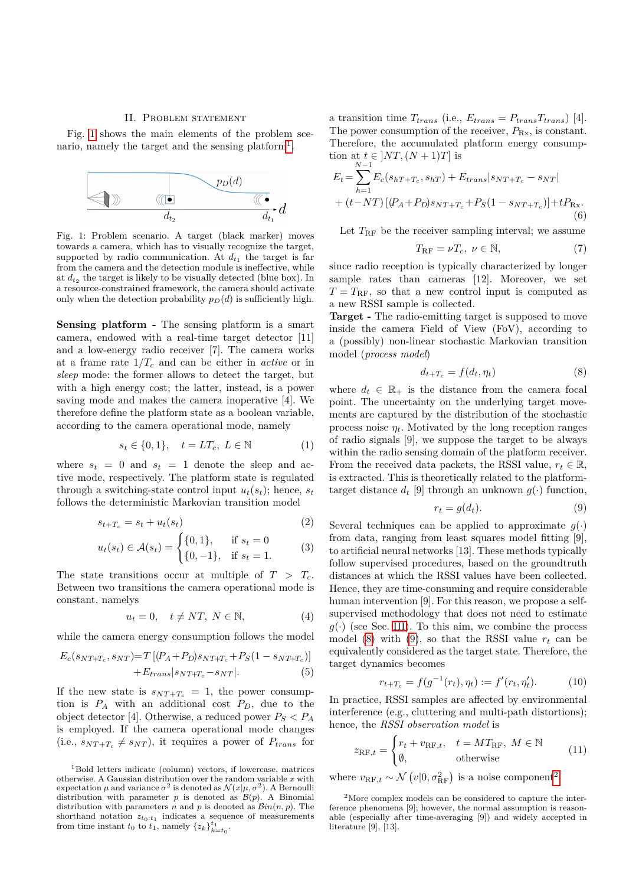## II. Problem statement

Fig. 1 shows the main elements of the problem scenario, namely the target and the sensing platform[1].

Fig. 1: Problem scenario. A target (black marker) moves towards a camera, which has to visually recognize the target, supported by radio communication. At $d_{t_1}$ the target is far from the camera and the detection module is ineffective, while at $d_{t_2}$ the target is likely to be visually detected (blue box). In a resource-constrained framework, the camera should activate only when the detection probability $p_D(d)$ is sufficiently high.

**Sensing platform -** The sensing platform is a smart camera, endowed with a real-time target detector [11] and a low-energy radio receiver [7]. The camera works at a frame rate $1/T_c$ and can be either in *active* or in *sleep* mode: the former allows to detect the target, but with a high energy cost; the latter, instead, is a power saving mode and makes the camera inoperative [4]. We therefore define the platform state as a boolean variable, according to the camera operational mode, namely

$$s_t \in \{0, 1\}, \quad t = LT_c,\ L \in \mathbb{N} \tag{1}$$

where $s_t = 0$ and $s_t = 1$ denote the sleep and active mode, respectively. The platform state is regulated through a switching-state control input $u_t(s_t)$; hence, $s_t$ follows the deterministic Markovian transition model

$$s_{t+T_c} = s_t + u_t(s_t) \tag{2}$$

$$u_t(s_t) \in \mathcal{A}(s_t) = \begin{cases} \{0, 1\}, & \text{if } s_t = 0 \\ \{0, -1\}, & \text{if } s_t = 1. \end{cases} \tag{3}$$

The state transitions occur at multiple of $T > T_c$. Between two transitions the camera operational mode is constant, namelys

$$u_t = 0, \quad t \neq NT,\ N \in \mathbb{N}, \tag{4}$$

while the camera energy consumption follows the model

$$\begin{aligned} E_c(s_{NT+T_c}, s_{NT}) = &T\left[(P_A + P_D)s_{NT+T_c} + P_S(1 - s_{NT+T_c})\right] \\ &+ E_{trans}|s_{NT+T_c} - s_{NT}|. \end{aligned} \tag{5}$$

If the new state is $s_{NT+T_c} = 1$, the power consumption is $P_A$ with an additional cost $P_D$, due to the object detector [4]. Otherwise, a reduced power $P_S < P_A$ is employed. If the camera operational mode changes (i.e., $s_{NT+T_c} \neq s_{NT}$), it requires a power of $P_{trans}$ for a transition time $T_{trans}$ (i.e., $E_{trans} = P_{trans}T_{trans}$) [4]. The power consumption of the receiver, $P_{\text{Rx}}$, is constant. Therefore, the accumulated platform energy consumption at $t \in ]NT, (N+1)T]$ is

$$\begin{aligned} E_t = &\sum_{h=1}^{N-1} E_c(s_{hT+T_c}, s_{hT}) + E_{trans}|s_{NT+T_c} - s_{NT}| \\ &+ (t - NT)\left[(P_A + P_D)s_{NT+T_c} + P_S(1 - s_{NT+T_c})\right] + tP_{\text{Rx}}. \end{aligned} \tag{6}$$

Let $T_{\text{RF}}$ be the receiver sampling interval; we assume

$$T_{\text{RF}} = \nu T_c,\ \nu \in \mathbb{N}, \tag{7}$$

since radio reception is typically characterized by longer sample rates than cameras [12]. Moreover, we set $T = T_{\text{RF}}$, so that a new control input is computed as a new RSSI sample is collected.

**Target -** The radio-emitting target is supposed to move inside the camera Field of View (FoV), according to a (possibly) non-linear stochastic Markovian transition model (*process model*)

$$d_{t+T_c} = f(d_t, \eta_t) \tag{8}$$

where $d_t \in \mathbb{R}_+$ is the distance from the camera focal point. The uncertainty on the underlying target movements are captured by the distribution of the stochastic process noise $\eta_t$. Motivated by the long reception ranges of radio signals [9], we suppose the target to be always within the radio sensing domain of the platform receiver. From the received data packets, the RSSI value, $r_t \in \mathbb{R}$, is extracted. This is theoretically related to the platform-target distance $d_t$ [9] through an unknown $g(\cdot)$ function,

$$r_t = g(d_t). \tag{9}$$

Several techniques can be applied to approximate $g(\cdot)$ from data, ranging from least squares model fitting [9], to artificial neural networks [13]. These methods typically follow supervised procedures, based on the groundtruth distances at which the RSSI values have been collected. Hence, they are time-consuming and require considerable human intervention [9]. For this reason, we propose a self-supervised methodology that does not need to estimate $g(\cdot)$ (see Sec. III). To this aim, we combine the process model (8) with (9), so that the RSSI value $r_t$ can be equivalently considered as the target state. Therefore, the target dynamics becomes

$$r_{t+T_c} = f(g^{-1}(r_t), \eta_t) := f'(r_t, \eta'_t). \tag{10}$$

In practice, RSSI samples are affected by environmental interference (e.g., cluttering and multi-path distortions); hence, the *RSSI observation model* is

$$z_{\text{RF},t} = \begin{cases} r_t + v_{\text{RF},t}, & t = MT_{\text{RF}},\ M \in \mathbb{N} \\ \emptyset, & \text{otherwise} \end{cases} \tag{11}$$

where $v_{\text{RF},t} \sim \mathcal{N}\left(v|0, \sigma^2_{\text{RF}}\right)$ is a noise component[2].

---

[1] Bold letters indicate (column) vectors, if lowercase, matrices otherwise. A Gaussian distribution over the random variable $x$ with expectation $\mu$ and variance $\sigma^2$ is denoted as $\mathcal{N}(x|\mu, \sigma^2)$. A Bernoulli distribution with parameter $p$ is denoted as $\mathcal{B}(p)$. A Binomial distribution with parameters $n$ and $p$ is denoted as $\mathcal{B}in(n, p)$. The shorthand notation $z_{t_0:t_1}$ indicates a sequence of measurements from time instant $t_0$ to $t_1$, namely $\{z_k\}_{k=t_0}^{t_1}$.

[2] More complex models can be considered to capture the interference phenomena [9]; however, the normal assumption is reasonable (especially after time-averaging [9]) and widely accepted in literature [9], [13].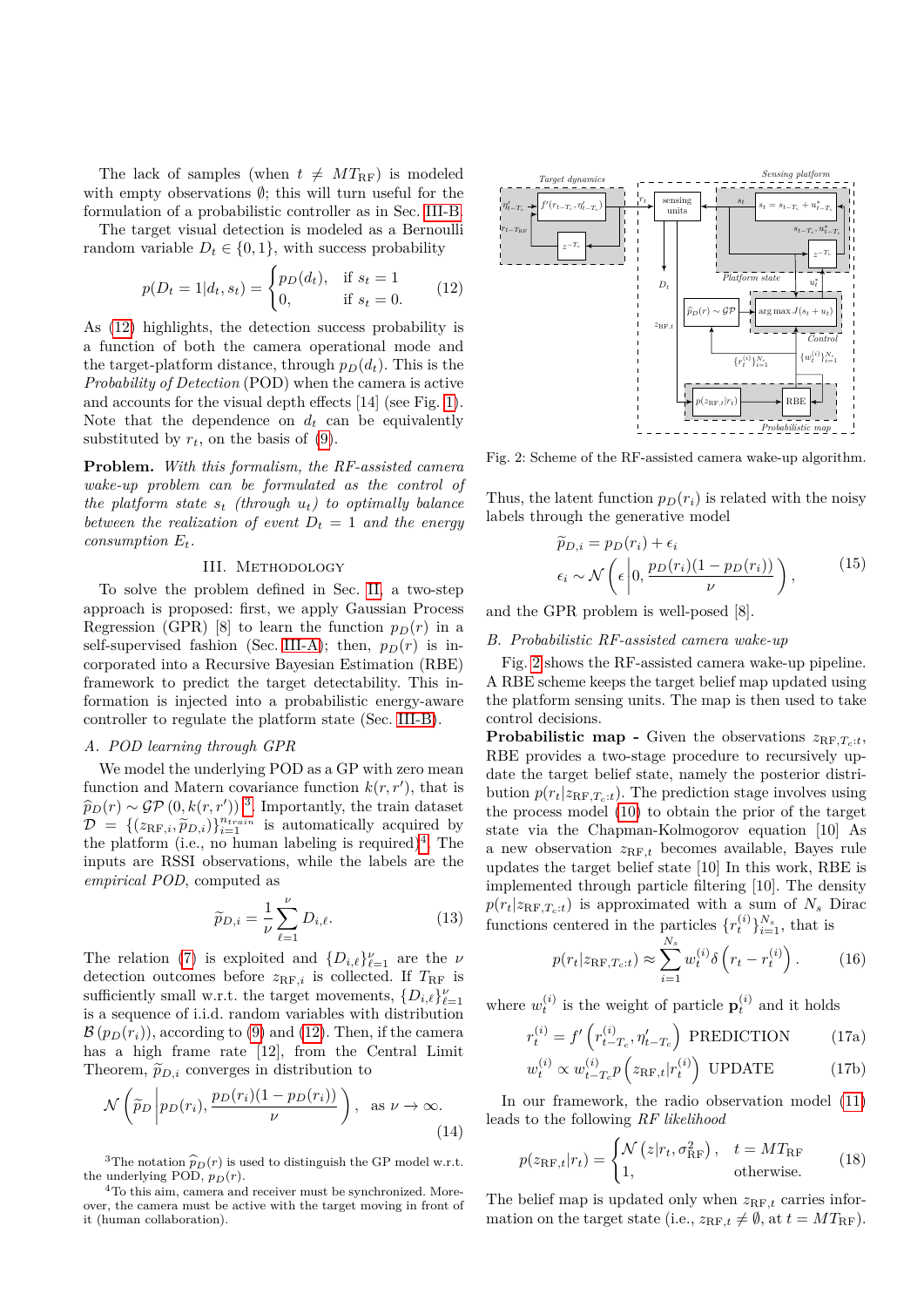The lack of samples (when $t \neq MT_{\text{RF}}$) is modeled with empty observations $\emptyset$; this will turn useful for the formulation of a probabilistic controller as in Sec. III-B.

The target visual detection is modeled as a Bernoulli random variable $D_t \in \{0, 1\}$, with success probability

$$p(D_t = 1|d_t, s_t) = \begin{cases} p_D(d_t), & \text{if } s_t = 1 \\ 0, & \text{if } s_t = 0. \end{cases} \tag{12}$$

As (12) highlights, the detection success probability is a function of both the camera operational mode and the target-platform distance, through $p_D(d_t)$. This is the *Probability of Detection* (POD) when the camera is active and accounts for the visual depth effects [14] (see Fig. 1). Note that the dependence on $d_t$ can be equivalently substituted by $r_t$, on the basis of (9).

**Problem.** *With this formalism, the RF-assisted camera wake-up problem can be formulated as the control of the platform state $s_t$ (through $u_t$) to optimally balance between the realization of event $D_t = 1$ and the energy consumption $E_t$.*

## III. Methodology

To solve the problem defined in Sec. II, a two-step approach is proposed: first, we apply Gaussian Process Regression (GPR) [8] to learn the function $p_D(r)$ in a self-supervised fashion (Sec. III-A); then, $p_D(r)$ is incorporated into a Recursive Bayesian Estimation (RBE) framework to predict the target detectability. This information is injected into a probabilistic energy-aware controller to regulate the platform state (Sec. III-B).

### A. POD learning through GPR

We model the underlying POD as a GP with zero mean function and Matern covariance function $k(r, r')$, that is $\widehat{p}_D(r) \sim \mathcal{GP}(0, k(r, r'))$[3]. Importantly, the train dataset $\mathcal{D} = \{(z_{\text{RF},i}, \widetilde{p}_{D,i})\}_{i=1}^{n_{train}}$ is automatically acquired by the platform (i.e., no human labeling is required)[4]. The inputs are RSSI observations, while the labels are the *empirical POD*, computed as

$$\widetilde{p}_{D,i} = \frac{1}{\nu} \sum_{\ell=1}^{\nu} D_{i,\ell}. \tag{13}$$

The relation (7) is exploited and $\{D_{i,\ell}\}_{\ell=1}^{\nu}$ are the $\nu$ detection outcomes before $z_{\text{RF},i}$ is collected. If $T_{\text{RF}}$ is sufficiently small w.r.t. the target movements, $\{D_{i,\ell}\}_{\ell=1}^{\nu}$ is a sequence of i.i.d. random variables with distribution $\mathcal{B}(p_D(r_i))$, according to (9) and (12). Then, if the camera has a high frame rate [12], from the Central Limit Theorem, $\widetilde{p}_{D,i}$ converges in distribution to

$$\mathcal{N}\left(\widetilde{p}_D \,\middle|\, p_D(r_i), \frac{p_D(r_i)(1 - p_D(r_i))}{\nu}\right), \quad \text{as } \nu \to \infty. \tag{14}$$

[3]The notation $\widehat{p}_D(r)$ is used to distinguish the GP model w.r.t. the underlying POD, $p_D(r)$.

[4]To this aim, camera and receiver must be synchronized. Moreover, the camera must be active with the target moving in front of it (human collaboration).

Fig. 2: Scheme of the RF-assisted camera wake-up algorithm.

Thus, the latent function $p_D(r_i)$ is related with the noisy labels through the generative model

$$\begin{aligned} \widetilde{p}_{D,i} &= p_D(r_i) + \epsilon_i \\ \epsilon_i &\sim \mathcal{N}\left(\epsilon \,\middle|\, 0, \frac{p_D(r_i)(1 - p_D(r_i))}{\nu}\right), \end{aligned} \tag{15}$$

and the GPR problem is well-posed [8].

### B. Probabilistic RF-assisted camera wake-up

Fig. 2 shows the RF-assisted camera wake-up pipeline. A RBE scheme keeps the target belief map updated using the platform sensing units. The map is then used to take control decisions.

**Probabilistic map -** Given the observations $z_{\text{RF},T_c:t}$, RBE provides a two-stage procedure to recursively update the target belief state, namely the posterior distribution $p(r_t|z_{\text{RF},T_c:t})$. The prediction stage involves using the process model (10) to obtain the prior of the target state via the Chapman-Kolmogorov equation [10] As a new observation $z_{\text{RF},t}$ becomes available, Bayes rule updates the target belief state [10] In this work, RBE is implemented through particle filtering [10]. The density $p(r_t|z_{\text{RF},T_c:t})$ is approximated with a sum of $N_s$ Dirac functions centered in the particles $\{r_t^{(i)}\}_{i=1}^{N_s}$, that is

$$p(r_t|z_{\text{RF},T_c:t}) \approx \sum_{i=1}^{N_s} w_t^{(i)} \delta\left(r_t - r_t^{(i)}\right). \tag{16}$$

where $w_t^{(i)}$ is the weight of particle $\mathbf{p}_t^{(i)}$ and it holds

$$r_t^{(i)} = f'\left(r_{t-T_c}^{(i)}, \eta'_{t-T_c}\right) \quad \text{PREDICTION} \tag{17a}$$

$$w_t^{(i)} \propto w_{t-T_c}^{(i)} p\left(z_{\text{RF},t}|r_t^{(i)}\right) \quad \text{UPDATE} \tag{17b}$$

In our framework, the radio observation model (11) leads to the following *RF likelihood*

$$p(z_{\text{RF},t}|r_t) = \begin{cases} \mathcal{N}\left(z|r_t, \sigma_{\text{RF}}^2\right), & t = MT_{\text{RF}} \\ 1, & \text{otherwise.} \end{cases} \tag{18}$$

The belief map is updated only when $z_{\text{RF},t}$ carries information on the target state (i.e., $z_{\text{RF},t} \neq \emptyset$, at $t = MT_{\text{RF}}$).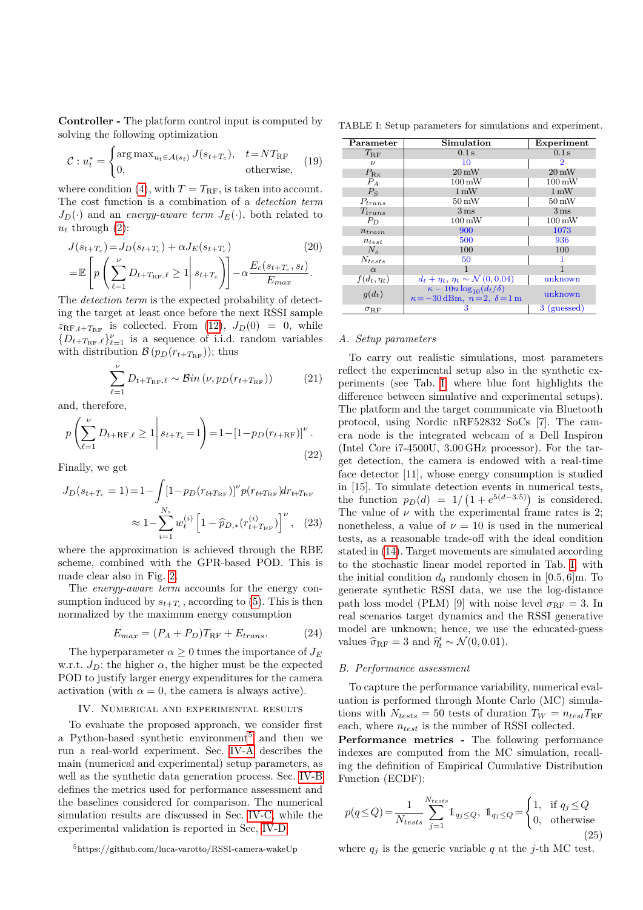**Controller -** The platform control input is computed by solving the following optimization

$$
\mathcal{C}: u_t^* = \begin{cases} \arg\max_{u_t \in \mathcal{A}(s_t)} J(s_{t+T_c}), & t = NT_{\mathrm{RF}} \\ 0, & \text{otherwise}, \end{cases} \quad (19)
$$

where condition (4), with $T = T_{\mathrm{RF}}$, is taken into account. The cost function is a combination of a *detection term* $J_D(\cdot)$ and an *energy-aware term* $J_E(\cdot)$, both related to $u_t$ through (2):

$$
\begin{aligned}
J(s_{t+T_c}) &= J_D(s_{t+T_c}) + \alpha J_E(s_{t+T_c}) \quad (20) \\
&= \mathbb{E}\left[ p\left( \sum_{\ell=1}^{\nu} D_{t+T_{\mathrm{RF}},\ell} \geq 1 \,\middle|\, s_{t+T_c} \right) \right] - \alpha \frac{E_c(s_{t+T_c}, s_t)}{E_{max}}.
\end{aligned}
$$

The *detection term* is the expected probability of detecting the target at least once before the next RSSI sample $z_{\mathrm{RF},t+T_{\mathrm{RF}}}$ is collected. From (12), $J_D(0) = 0$, while $\{D_{t+T_{\mathrm{RF}},\ell}\}_{\ell=1}^{\nu}$ is a sequence of i.i.d. random variables with distribution $\mathcal{B}\left(p_D(r_{t+T_{\mathrm{RF}}})\right)$; thus

$$
\sum_{\ell=1}^{\nu} D_{t+T_{\mathrm{RF}},\ell} \sim \mathcal{B}in\left(\nu, p_D(r_{t+T_{\mathrm{RF}}})\right) \quad (21)
$$

and, therefore,

$$
p\left( \sum_{\ell=1}^{\nu} D_{t+\mathrm{RF},\ell} \geq 1 \,\middle|\, s_{t+T_c} = 1 \right) = 1 - \left[1 - p_D(r_{t+\mathrm{RF}})\right]^{\nu}. \quad (22)
$$

Finally, we get

$$
\begin{aligned}
J_D(s_{t+T_c} = 1) &= 1 - \int \left[1 - p_D(r_{t+T_{\mathrm{RF}}})\right]^{\nu} p(r_{t+T_{\mathrm{RF}}}) dr_{t+T_{\mathrm{RF}}} \\
&\approx 1 - \sum_{i=1}^{N_s} w_t^{(i)} \left[1 - \widehat{p}_{D,*}(r_{t+T_{\mathrm{RF}}}^{(i)})\right]^{\nu}, \quad (23)
\end{aligned}
$$

where the approximation is achieved through the RBE scheme, combined with the GPR-based POD. This is made clear also in Fig. 2.

The *energy-aware term* accounts for the energy consumption induced by $s_{t+T_c}$, according to (5). This is then normalized by the maximum energy consumption

$$
E_{max} = (P_A + P_D) T_{\mathrm{RF}} + E_{trans}. \quad (24)
$$

The hyperparameter $\alpha \geq 0$ tunes the importance of $J_E$ w.r.t. $J_D$: the higher $\alpha$, the higher must be the expected POD to justify larger energy expenditures for the camera activation (with $\alpha = 0$, the camera is always active).

## IV. Numerical and experimental results

To evaluate the proposed approach, we consider first a Python-based synthetic environment[5] and then we run a real-world experiment. Sec. IV-A describes the main (numerical and experimental) setup parameters, as well as the synthetic data generation process. Sec. IV-B defines the metrics used for performance assessment and the baselines considered for comparison. The numerical simulation results are discussed in Sec. IV-C, while the experimental validation is reported in Sec. IV-D.

[5] https://github.com/luca-varotto/RSSI-camera-wakeUp

TABLE I: Setup parameters for simulations and experiment.

| Parameter | Simulation | Experiment |
|---|---|---|
| $T_{\mathrm{RF}}$ | 0.1 s | 0.1 s |
| $\nu$ | 10 | 2 |
| $P_{\mathrm{Rx}}$ | 20 mW | 20 mW |
| $P_A$ | 100 mW | 100 mW |
| $P_S$ | 1 mW | 1 mW |
| $P_{trans}$ | 50 mW | 50 mW |
| $T_{trans}$ | 3 ms | 3 ms |
| $P_D$ | 100 mW | 100 mW |
| $n_{train}$ | 900 | 1073 |
| $n_{test}$ | 500 | 936 |
| $N_s$ | 100 | 100 |
| $N_{tests}$ | 50 | 1 |
| $\alpha$ | 1 | 1 |
| $f(d_t, \eta_t)$ | $d_t + \eta_t$, $\eta_t \sim \mathcal{N}(0, 0.04)$ | unknown |
| $g(d_t)$ | $\kappa - 10n\log_{10}(d_t/\delta)$ $\kappa = -30\,\mathrm{dBm}$, $n=2$, $\delta = 1\,\mathrm{m}$ | unknown |
| $\sigma_{\mathrm{RF}}$ | 3 | 3 (guessed) |

### A. Setup parameters

To carry out realistic simulations, most parameters reflect the experimental setup also in the synthetic experiments (see Tab. I where blue font highlights the difference between simulative and experimental setups). The platform and the target communicate via Bluetooth protocol, using Nordic nRF52832 SoCs [7]. The camera node is the integrated webcam of a Dell Inspiron (Intel Core i7-4500U, 3.00 GHz processor). For the target detection, the camera is endowed with a real-time face detector [11], whose energy consumption is studied in [15]. To simulate detection events in numerical tests, the function $p_D(d) = 1/\left(1 + e^{5(d-3.5)}\right)$ is considered. The value of $\nu$ with the experimental frame rates is 2; nonetheless, a value of $\nu = 10$ is used in the numerical tests, as a reasonable trade-off with the ideal condition stated in (14). Target movements are simulated according to the stochastic linear model reported in Tab. I with the initial condition $d_0$ randomly chosen in $[0.5, 6]$m. To generate synthetic RSSI data, we use the log-distance path loss model (PLM) [9] with noise level $\sigma_{\mathrm{RF}} = 3$. In real scenarios target dynamics and the RSSI generative model are unknown; hence, we use the educated-guess values $\widehat{\sigma}_{\mathrm{RF}} = 3$ and $\widehat{\eta}'_t \sim \mathcal{N}(0, 0.01)$.

### B. Performance assessment

To capture the performance variability, numerical evaluation is performed through Monte Carlo (MC) simulations with $N_{tests} = 50$ tests of duration $T_W = n_{test} T_{\mathrm{RF}}$ each, where $n_{test}$ is the number of RSSI collected.

**Performance metrics -** The following performance indexes are computed from the MC simulation, recalling the definition of Empirical Cumulative Distribution Function (ECDF):

$$
p(q \leq Q) = \frac{1}{N_{tests}} \sum_{j=1}^{N_{tests}} \mathbb{1}_{q_j \leq Q}, \quad \mathbb{1}_{q_j \leq Q} = \begin{cases} 1, & \text{if } q_j \leq Q \\ 0, & \text{otherwise} \end{cases} \quad (25)
$$

where $q_j$ is the generic variable $q$ at the $j$-th MC test.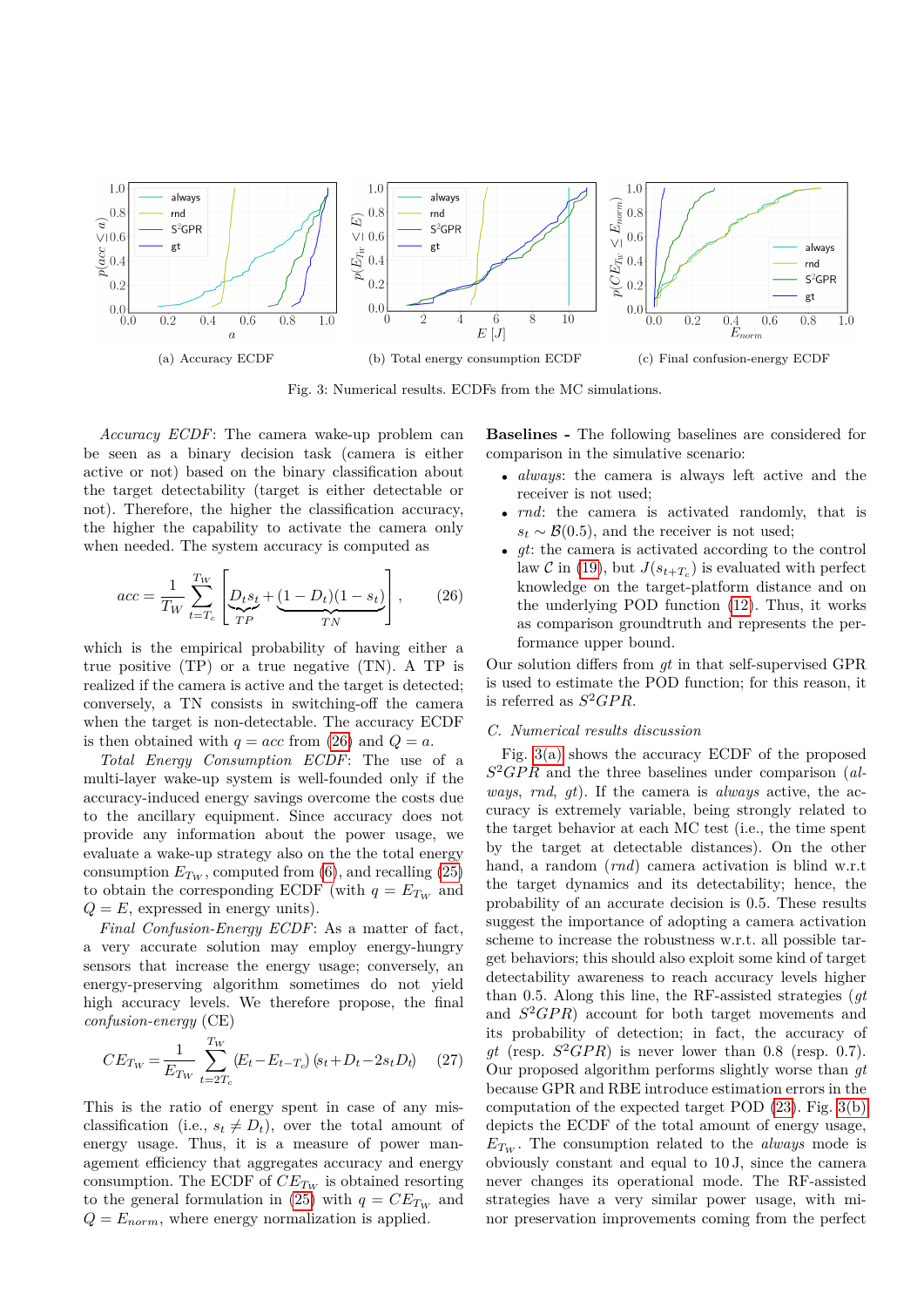(a) Accuracy ECDF

(b) Total energy consumption ECDF

(c) Final confusion-energy ECDF

Fig. 3: Numerical results. ECDFs from the MC simulations.

*Accuracy ECDF*: The camera wake-up problem can be seen as a binary decision task (camera is either active or not) based on the binary classification about the target detectability (target is either detectable or not). Therefore, the higher the classification accuracy, the higher the capability to activate the camera only when needed. The system accuracy is computed as

$$acc = \frac{1}{T_W} \sum_{t=T_c}^{T_W} \Big[ \underbrace{D_t s_t}_{TP} + \underbrace{(1-D_t)(1-s_t)}_{TN} \Big] , \qquad (26)$$

which is the empirical probability of having either a true positive (TP) or a true negative (TN). A TP is realized if the camera is active and the target is detected; conversely, a TN consists in switching-off the camera when the target is non-detectable. The accuracy ECDF is then obtained with $q = acc$ from (26) and $Q = a$.

*Total Energy Consumption ECDF*: The use of a multi-layer wake-up system is well-founded only if the accuracy-induced energy savings overcome the costs due to the ancillary equipment. Since accuracy does not provide any information about the power usage, we evaluate a wake-up strategy also on the the total energy consumption $E_{T_W}$, computed from (6), and recalling (25) to obtain the corresponding ECDF (with $q = E_{T_W}$ and $Q = E$, expressed in energy units).

*Final Confusion-Energy ECDF*: As a matter of fact, a very accurate solution may employ energy-hungry sensors that increase the energy usage; conversely, an energy-preserving algorithm sometimes do not yield high accuracy levels. We therefore propose, the final *confusion-energy* (CE)

$$CE_{T_W} = \frac{1}{E_{T_W}} \sum_{t=2T_c}^{T_W} (E_t - E_{t-T_c})(s_t + D_t - 2 s_t D_t) \qquad (27)$$

This is the ratio of energy spent in case of any misclassification (i.e., $s_t \neq D_t$), over the total amount of energy usage. Thus, it is a measure of power management efficiency that aggregates accuracy and energy consumption. The ECDF of $CE_{T_W}$ is obtained resorting to the general formulation in (25) with $q = CE_{T_W}$ and $Q = E_{norm}$, where energy normalization is applied.

**Baselines -** The following baselines are considered for comparison in the simulative scenario:

- *always*: the camera is always left active and the receiver is not used;
- *rnd*: the camera is activated randomly, that is $s_t \sim \mathcal{B}(0.5)$, and the receiver is not used;
- *gt*: the camera is activated according to the control law $\mathcal{C}$ in (19), but $J(s_{t+T_c})$ is evaluated with perfect knowledge on the target-platform distance and on the underlying POD function (12). Thus, it works as comparison groundtruth and represents the performance upper bound.

Our solution differs from *gt* in that self-supervised GPR is used to estimate the POD function; for this reason, it is referred as $S^2GPR$.

### C. Numerical results discussion

Fig. 3(a) shows the accuracy ECDF of the proposed $S^2GPR$ and the three baselines under comparison (*always*, *rnd*, *gt*). If the camera is *always* active, the accuracy is extremely variable, being strongly related to the target behavior at each MC test (i.e., the time spent by the target at detectable distances). On the other hand, a random (*rnd*) camera activation is blind w.r.t the target dynamics and its detectability; hence, the probability of an accurate decision is 0.5. These results suggest the importance of adopting a camera activation scheme to increase the robustness w.r.t. all possible target behaviors; this should also exploit some kind of target detectability awareness to reach accuracy levels higher than 0.5. Along this line, the RF-assisted strategies (*gt* and $S^2GPR$) account for both target movements and its probability of detection; in fact, the accuracy of *gt* (resp. $S^2GPR$) is never lower than 0.8 (resp. 0.7). Our proposed algorithm performs slightly worse than *gt* because GPR and RBE introduce estimation errors in the computation of the expected target POD (23). Fig. 3(b) depicts the ECDF of the total amount of energy usage, $E_{T_W}$. The consumption related to the *always* mode is obviously constant and equal to 10 J, since the camera never changes its operational mode. The RF-assisted strategies have a very similar power usage, with minor preservation improvements coming from the perfect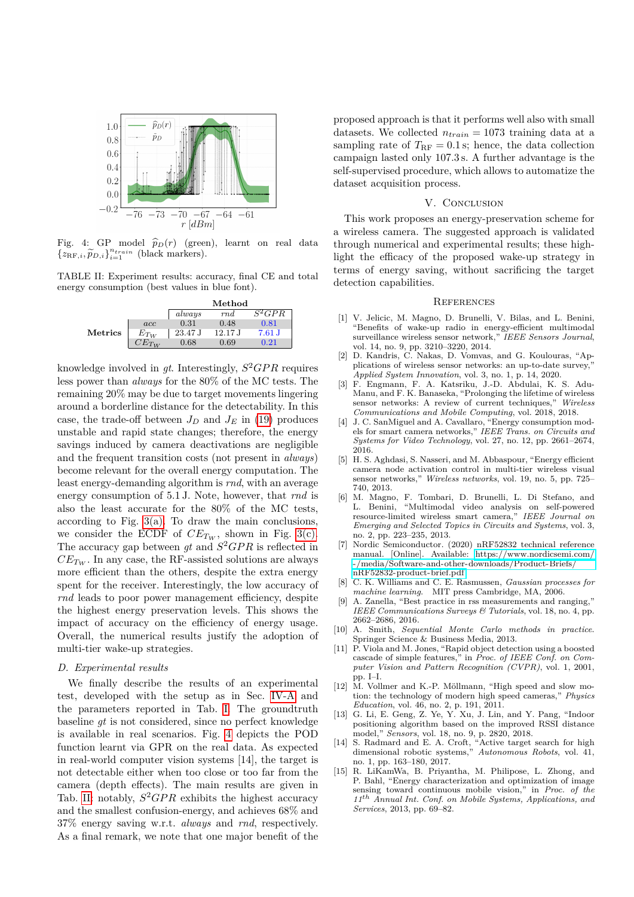1.0
0.8
0.6
0.4
0.2
0.0
−0.2

$\widehat{p}_D(r)$

$\widetilde{p}_D$

−76 −73 −70 −67 −64 −61

$r$ [dBm]

Fig. 4: GP model $\widehat{p}_D(r)$ (green), learnt on real data $\{z_{\mathrm{RF},i}, \widetilde{p}_{D,i}\}_{i=1}^{n_{train}}$ (black markers).

TABLE II: Experiment results: accuracy, final CE and total energy consumption (best values in blue font).

| | | Method | | |
|---|---|---|---|---|
| | | *always* | *rnd* | $S^2GPR$ |
| **Metrics** | *acc* | 0.31 | 0.48 | 0.81 |
| | $E_{T_W}$ | 23.47 J | 12.17 J | 7.61 J |
| | $CE_{T_W}$ | 0.68 | 0.69 | 0.21 |

knowledge involved in *gt*. Interestingly, $S^2GPR$ requires less power than *always* for the 80% of the MC tests. The remaining 20% may be due to target movements lingering around a borderline distance for the detectability. In this case, the trade-off between $J_D$ and $J_E$ in (19) produces unstable and rapid state changes; therefore, the energy savings induced by camera deactivations are negligible and the frequent transition costs (not present in *always*) become relevant for the overall energy computation. The least energy-demanding algorithm is *rnd*, with an average energy consumption of 5.1 J. Note, however, that *rnd* is also the least accurate for the 80% of the MC tests, according to Fig. 3(a). To draw the main conclusions, we consider the ECDF of $CE_{T_W}$, shown in Fig. 3(c). The accuracy gap between *gt* and $S^2GPR$ is reflected in $CE_{T_W}$. In any case, the RF-assisted solutions are always more efficient than the others, despite the extra energy spent for the receiver. Interestingly, the low accuracy of *rnd* leads to poor power management efficiency, despite the highest energy preservation levels. This shows the impact of accuracy on the efficiency of energy usage. Overall, the numerical results justify the adoption of multi-tier wake-up strategies.

### D. Experimental results

We finally describe the results of an experimental test, developed with the setup as in Sec. IV-A and the parameters reported in Tab. I. The groundtruth baseline *gt* is not considered, since no perfect knowledge is available in real scenarios. Fig. 4 depicts the POD function learnt via GPR on the real data. As expected in real-world computer vision systems [14], the target is not detectable either when too close or too far from the camera (depth effects). The main results are given in Tab. II: notably, $S^2GPR$ exhibits the highest accuracy and the smallest confusion-energy, and achieves 68% and 37% energy saving w.r.t. *always* and *rnd*, respectively. As a final remark, we note that one major benefit of the proposed approach is that it performs well also with small datasets. We collected $n_{train} = 1073$ training data at a sampling rate of $T_{\mathrm{RF}} = 0.1$ s; hence, the data collection campaign lasted only 107.3 s. A further advantage is the self-supervised procedure, which allows to automatize the dataset acquisition process.

## V. Conclusion

This work proposes an energy-preservation scheme for a wireless camera. The suggested approach is validated through numerical and experimental results; these highlight the efficacy of the proposed wake-up strategy in terms of energy saving, without sacrificing the target detection capabilities.

## References

[1] V. Jelicic, M. Magno, D. Brunelli, V. Bilas, and L. Benini, "Benefits of wake-up radio in energy-efficient multimodal surveillance wireless sensor network," *IEEE Sensors Journal*, vol. 14, no. 9, pp. 3210–3220, 2014.

[2] D. Kandris, C. Nakas, D. Vomvas, and G. Koulouras, "Applications of wireless sensor networks: an up-to-date survey," *Applied System Innovation*, vol. 3, no. 1, p. 14, 2020.

[3] F. Engmann, F. A. Katsriku, J.-D. Abdulai, K. S. Adu-Manu, and F. K. Banaseka, "Prolonging the lifetime of wireless sensor networks: A review of current techniques," *Wireless Communications and Mobile Computing*, vol. 2018, 2018.

[4] J. C. SanMiguel and A. Cavallaro, "Energy consumption models for smart camera networks," *IEEE Trans. on Circuits and Systems for Video Technology*, vol. 27, no. 12, pp. 2661–2674, 2016.

[5] H. S. Aghdasi, S. Nasseri, and M. Abbaspour, "Energy efficient camera node activation control in multi-tier wireless visual sensor networks," *Wireless networks*, vol. 19, no. 5, pp. 725–740, 2013.

[6] M. Magno, F. Tombari, D. Brunelli, L. Di Stefano, and L. Benini, "Multimodal video analysis on self-powered resource-limited wireless smart camera," *IEEE Journal on Emerging and Selected Topics in Circuits and Systems*, vol. 3, no. 2, pp. 223–235, 2013.

[7] Nordic Semiconductor. (2020) nRF52832 technical reference manual. [Online]. Available: https://www.nordicsemi.com/-/media/Software-and-other-downloads/Product-Briefs/nRF52832-product-brief.pdf

[8] C. K. Williams and C. E. Rasmussen, *Gaussian processes for machine learning*. MIT press Cambridge, MA, 2006.

[9] A. Zanella, "Best practice in rss measurements and ranging," *IEEE Communications Surveys & Tutorials*, vol. 18, no. 4, pp. 2662–2686, 2016.

[10] A. Smith, *Sequential Monte Carlo methods in practice*. Springer Science & Business Media, 2013.

[11] P. Viola and M. Jones, "Rapid object detection using a boosted cascade of simple features," in *Proc. of IEEE Conf. on Computer Vision and Pattern Recognition (CVPR)*, vol. 1, 2001, pp. I–I.

[12] M. Vollmer and K.-P. Möllmann, "High speed and slow motion: the technology of modern high speed cameras," *Physics Education*, vol. 46, no. 2, p. 191, 2011.

[13] G. Li, E. Geng, Z. Ye, Y. Xu, J. Lin, and Y. Pang, "Indoor positioning algorithm based on the improved RSSI distance model," *Sensors*, vol. 18, no. 9, p. 2820, 2018.

[14] S. Radmard and E. A. Croft, "Active target search for high dimensional robotic systems," *Autonomous Robots*, vol. 41, no. 1, pp. 163–180, 2017.

[15] R. LiKamWa, B. Priyantha, M. Philipose, L. Zhong, and P. Bahl, "Energy characterization and optimization of image sensing toward continuous mobile vision," in *Proc. of the 11th Annual Int. Conf. on Mobile Systems, Applications, and Services*, 2013, pp. 69–82.